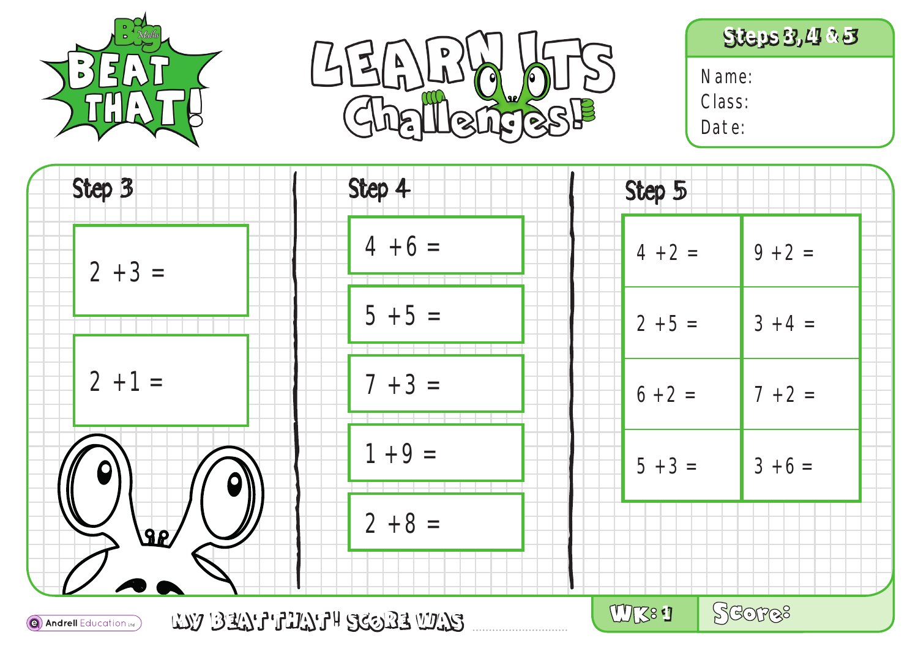# Big Maths BEAT THAT!

# LEARN ITS Challenges!

**Steps 3, 4 & 5**

Name:
Class:
Date:

## Step 3

2 + 3 =

2 + 1 =

## Step 4

4 + 6 =

5 + 5 =

7 + 3 =

1 + 9 =

2 + 8 =

## Step 5

| | |
|---|---|
| 4 + 2 = | 9 + 2 = |
| 2 + 5 = | 3 + 4 = |
| 6 + 2 = | 7 + 2 = |
| 5 + 3 = | 3 + 6 = |

Andrell Education Ltd

MY BEAT THAT! SCORE WAS ..............................

WK: 1 | Score: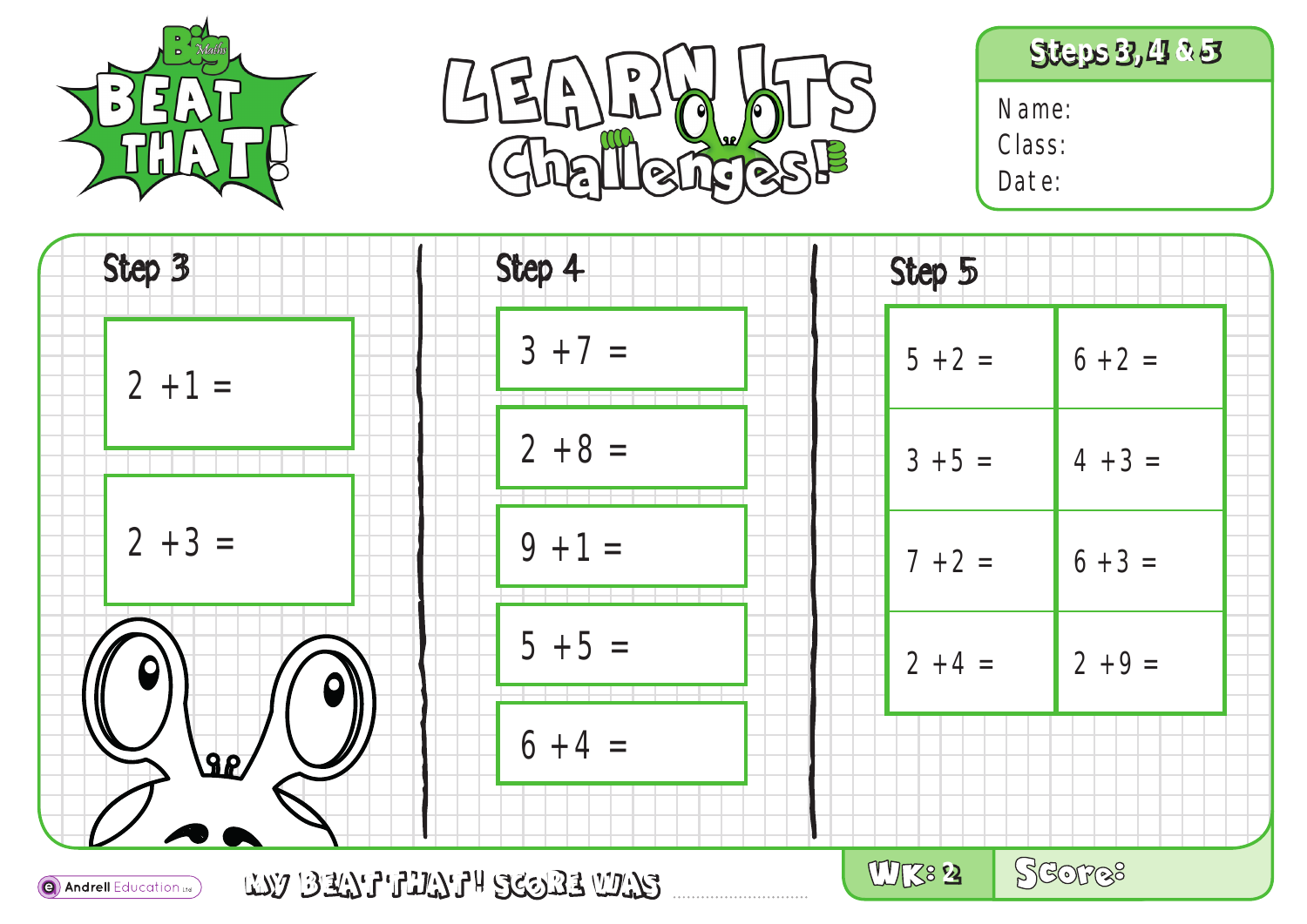# Big Maths BEAT THAT!

# LEARN ITS Challenges!

**Steps 3, 4 & 5**

Name:
Class:
Date:

## Step 3

$2 + 1 =$

$2 + 3 =$

## Step 4

$3 + 7 =$

$2 + 8 =$

$9 + 1 =$

$5 + 5 =$

$6 + 4 =$

## Step 5

| | |
|---|---|
| $5 + 2 =$ | $6 + 2 =$ |
| $3 + 5 =$ | $4 + 3 =$ |
| $7 + 2 =$ | $6 + 3 =$ |
| $2 + 4 =$ | $2 + 9 =$ |

Andrell Education Ltd

MY BEAT THAT! SCORE WAS ..............................

WK: 2

Score: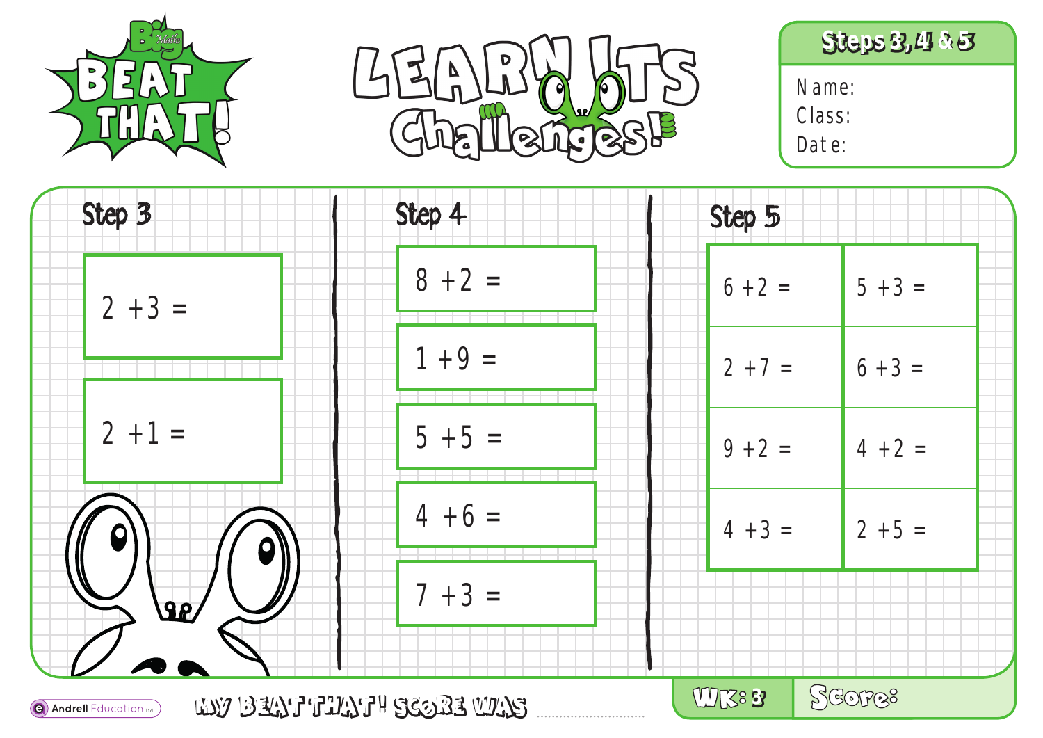# Big Maths BEAT THAT!

# LEARN ITS Challenges!

**Steps 3, 4 & 5**

Name:

Class:

Date:

## Step 3

2 +3 =

2 +1 =

## Step 4

8 +2 =

1 +9 =

5 +5 =

4 +6 =

7 +3 =

## Step 5

| | |
|---|---|
| 6 +2 = | 5 +3 = |
| 2 +7 = | 6 +3 = |
| 9 +2 = | 4 +2 = |
| 4 +3 = | 2 +5 = |

Andrell Education Ltd

MY BEAT THAT! SCORE WAS ..............................

WK: 3

Score: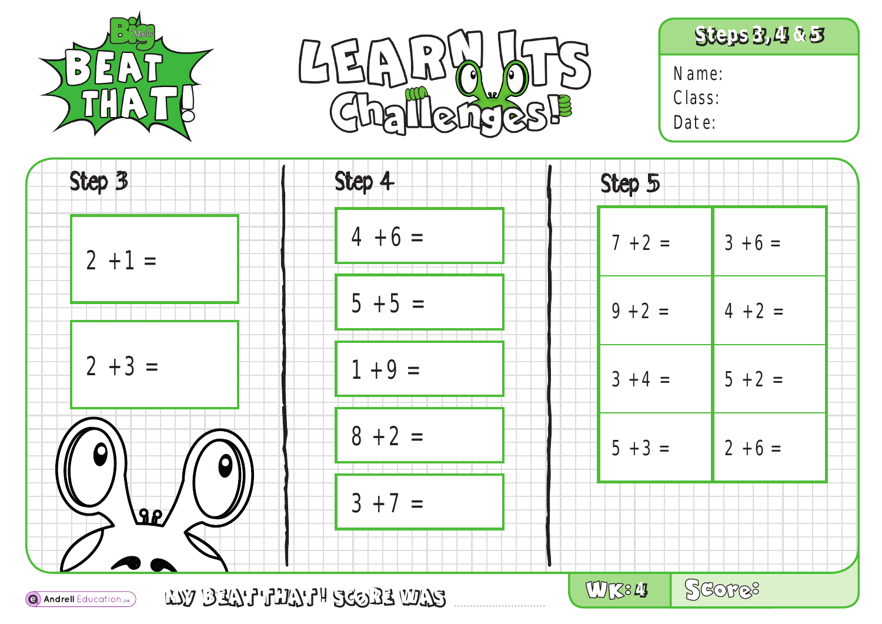# Big Maths BEAT THAT!

# LEARN ITS Challenges!

**Steps 3, 4 & 5**

Name:
Class:
Date:

## Step 3

2 + 1 =

2 + 3 =

## Step 4

4 + 6 =

5 + 5 =

1 + 9 =

8 + 2 =

3 + 7 =

## Step 5

| | |
|---|---|
| 7 + 2 = | 3 + 6 = |
| 9 + 2 = | 4 + 2 = |
| 3 + 4 = | 5 + 2 = |
| 5 + 3 = | 2 + 6 = |

MY BEAT THAT! SCORE WAS ..............................

WK: 4

Score:

Andrell Education Ltd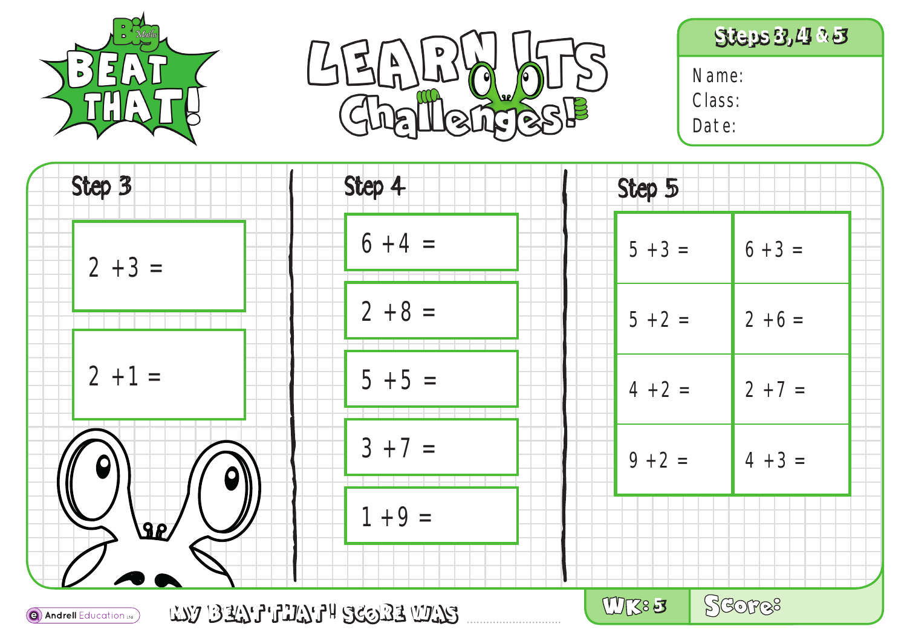# Big Maths BEAT THAT!

# LEARN ITS Challenges!

## Steps 3, 4 & 5

Name:

Class:

Date:

### Step 3

2 +3 =

2 +1 =

### Step 4

6 +4 =

2 +8 =

5 +5 =

3 +7 =

1 +9 =

### Step 5

| | |
|---|---|
| 5 +3 = | 6 +3 = |
| 5 +2 = | 2 +6 = |
| 4 +2 = | 2 +7 = |
| 9 +2 = | 4 +3 = |

Andrell Education Ltd

MY BEAT THAT! SCORE WAS ..................

WK: 5

Score: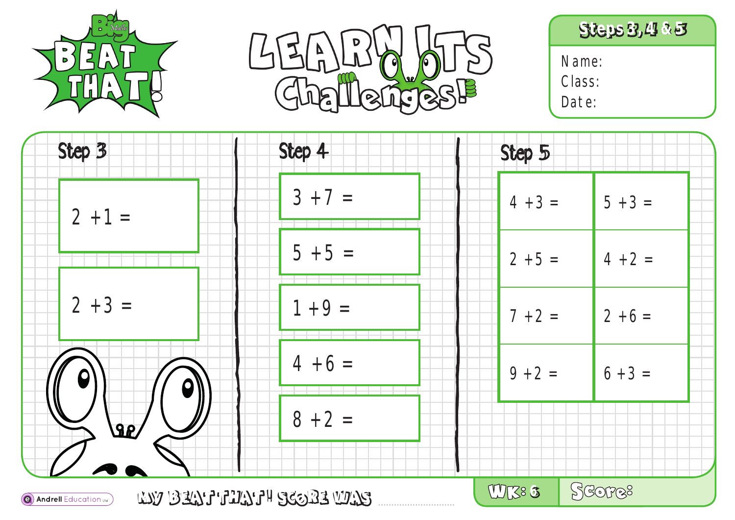# Big Maths BEAT THAT!

# LEARN ITS Challenges!

**Steps 3, 4 & 5**

Name:
Class:
Date:

## Step 3

2 +1 =

2 +3 =

## Step 4

3 +7 =

5 +5 =

1 +9 =

4 +6 =

8 +2 =

## Step 5

| | |
|---|---|
| 4 +3 = | 5 +3 = |
| 2 +5 = | 4 +2 = |
| 7 +2 = | 2 +6 = |
| 9 +2 = | 6 +3 = |

MY BEAT THAT! SCORE WAS ..............................

WK: 6

Score:

Andrell Education Ltd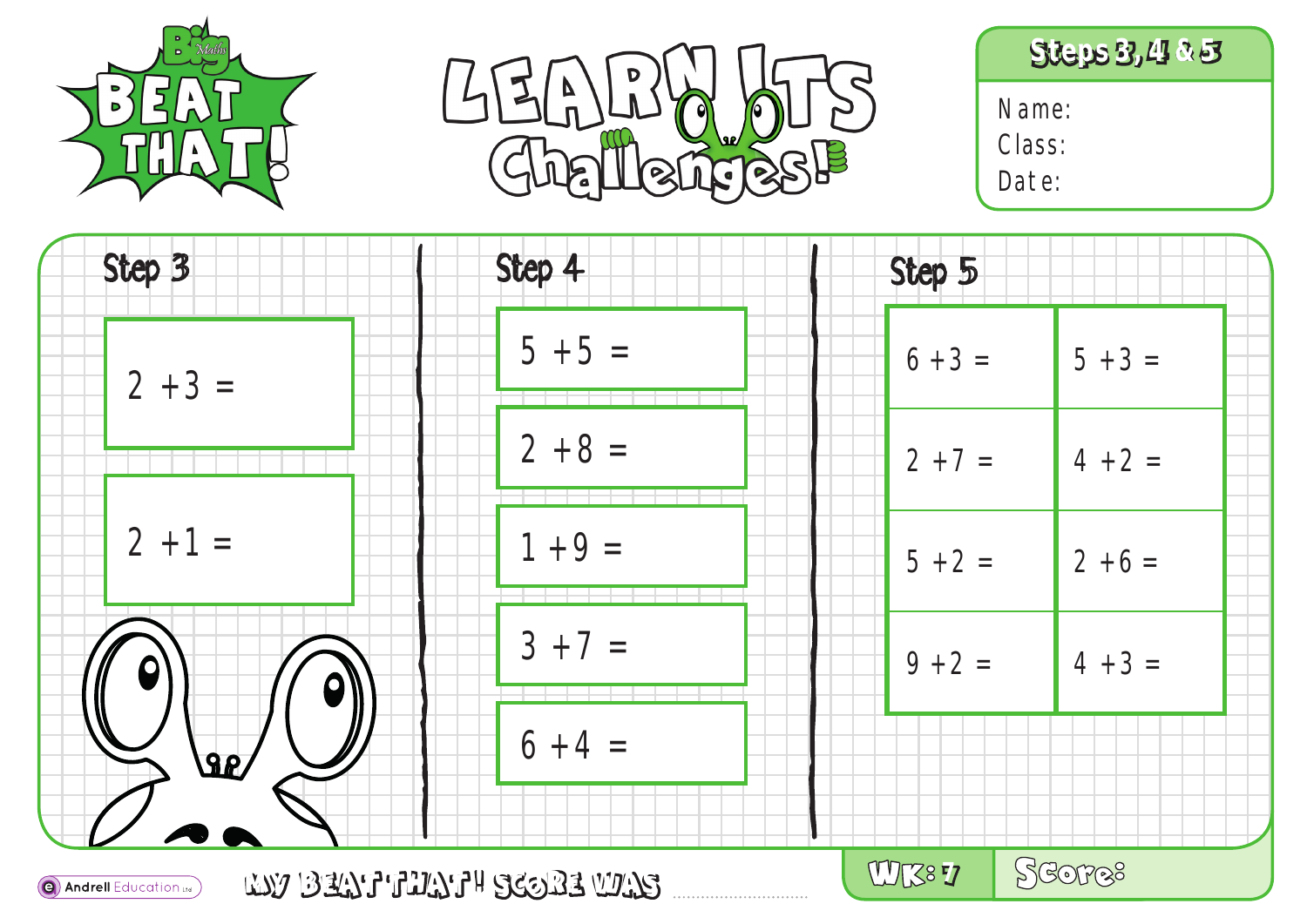# Big Maths BEAT THAT!

# LEARN ITS Challenges!

**Steps 3, 4 & 5**

Name:
Class:
Date:

## Step 3

2 + 3 =

2 + 1 =

## Step 4

5 + 5 =

2 + 8 =

1 + 9 =

3 + 7 =

6 + 4 =

## Step 5

| | |
|---|---|
| 6 + 3 = | 5 + 3 = |
| 2 + 7 = | 4 + 2 = |
| 5 + 2 = | 2 + 6 = |
| 9 + 2 = | 4 + 3 = |

Andrell Education Ltd

MY BEAT THAT! SCORE WAS ..............................

WK: 7

Score: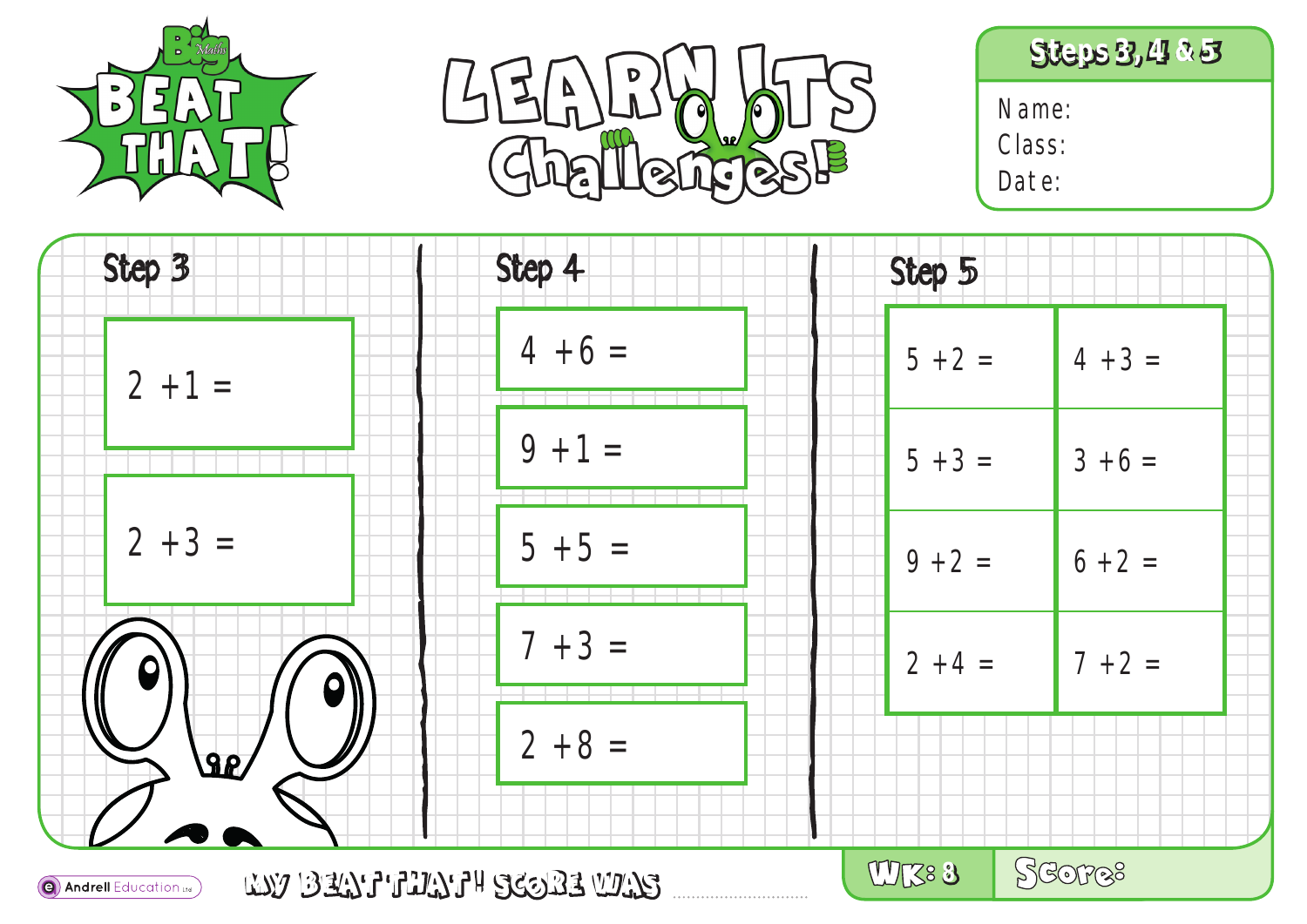# Big Maths BEAT THAT!

# LEARN ITS Challenges!

**Steps 3, 4 & 5**

Name:
Class:
Date:

## Step 3

2 + 1 =

2 + 3 =

## Step 4

4 + 6 =

9 + 1 =

5 + 5 =

7 + 3 =

2 + 8 =

## Step 5

| | |
|---|---|
| 5 + 2 = | 4 + 3 = |
| 5 + 3 = | 3 + 6 = |
| 9 + 2 = | 6 + 2 = |
| 2 + 4 = | 7 + 2 = |

Andrell Education Ltd

MY BEAT THAT! SCORE WAS ..............................

WK: 8

Score: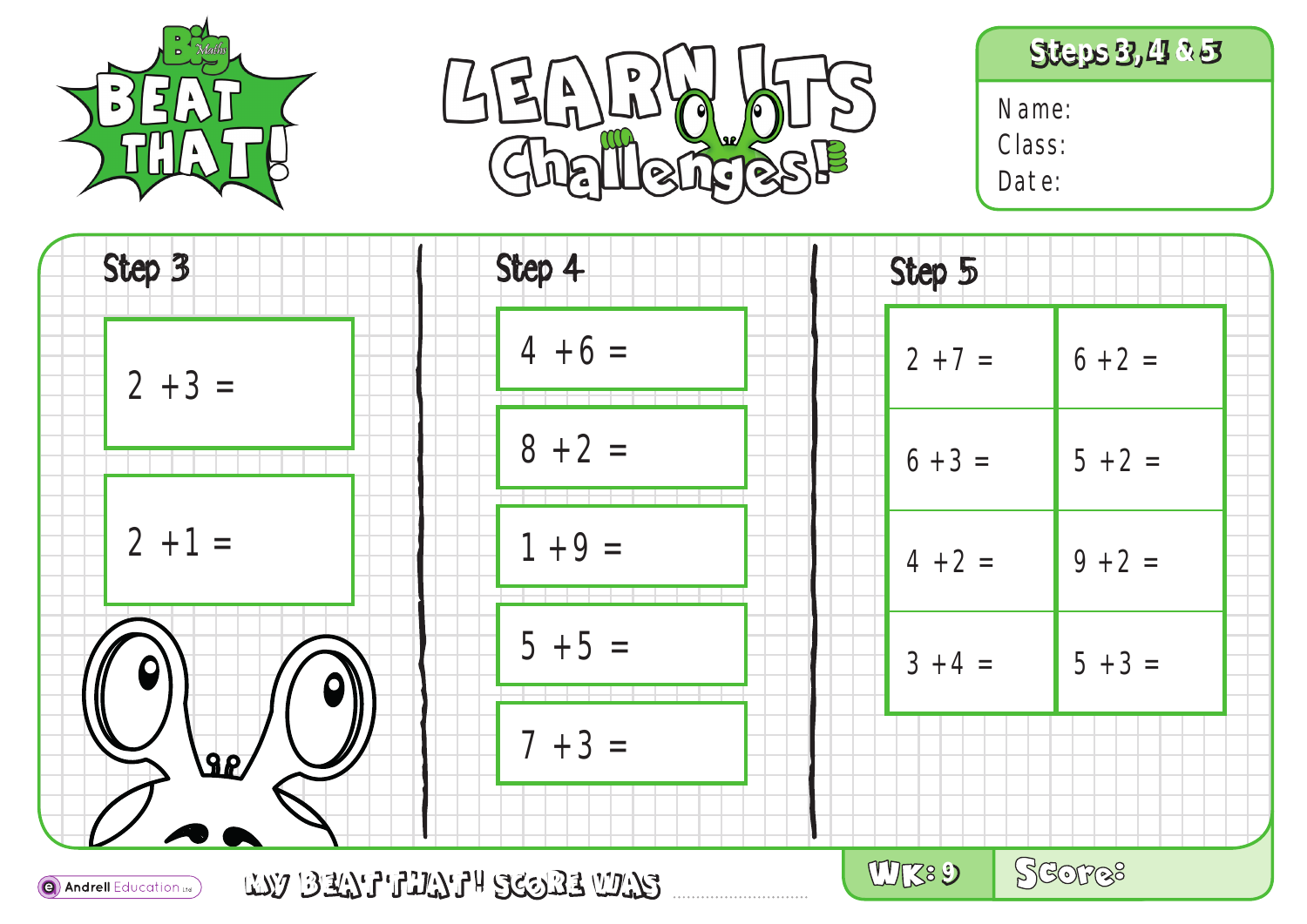# Big Maths BEAT THAT!

# LEARN ITS Challenges!

**Steps 3, 4 & 5**

Name:

Class:

Date:

## Step 3

2 + 3 =

2 + 1 =

## Step 4

4 + 6 =

8 + 2 =

1 + 9 =

5 + 5 =

7 + 3 =

## Step 5

| | |
|---|---|
| 2 + 7 = | 6 + 2 = |
| 6 + 3 = | 5 + 2 = |
| 4 + 2 = | 9 + 2 = |
| 3 + 4 = | 5 + 3 = |

Andrell Education Ltd

MY BEAT THAT! SCORE WAS ..........................

WK: 9

Score: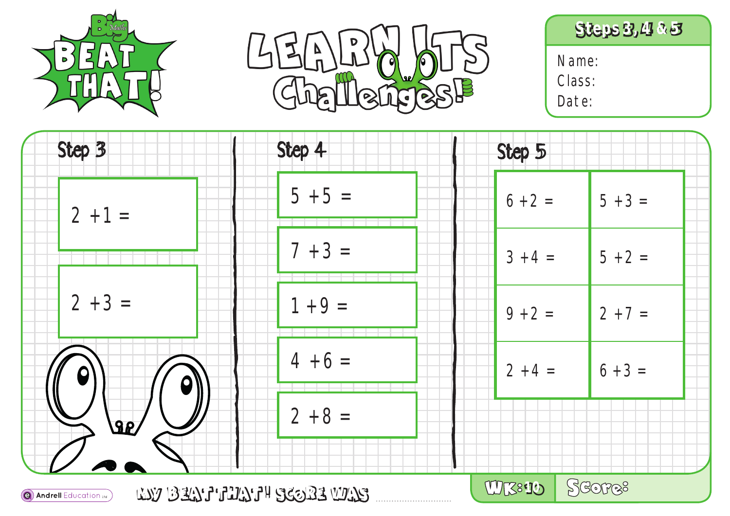# Big Maths BEAT THAT!

# LEARN ITS Challenges!

**Steps 3, 4 & 5**

Name:
Class:
Date:

## Step 3

2 + 1 =

2 + 3 =

## Step 4

5 + 5 =

7 + 3 =

1 + 9 =

4 + 6 =

2 + 8 =

## Step 5

| | |
|---|---|
| 6 + 2 = | 5 + 3 = |
| 3 + 4 = | 5 + 2 = |
| 9 + 2 = | 2 + 7 = |
| 2 + 4 = | 6 + 3 = |

Andrell Education Ltd

MY BEAT THAT! SCORE WAS ..........................

WK: 10

Score: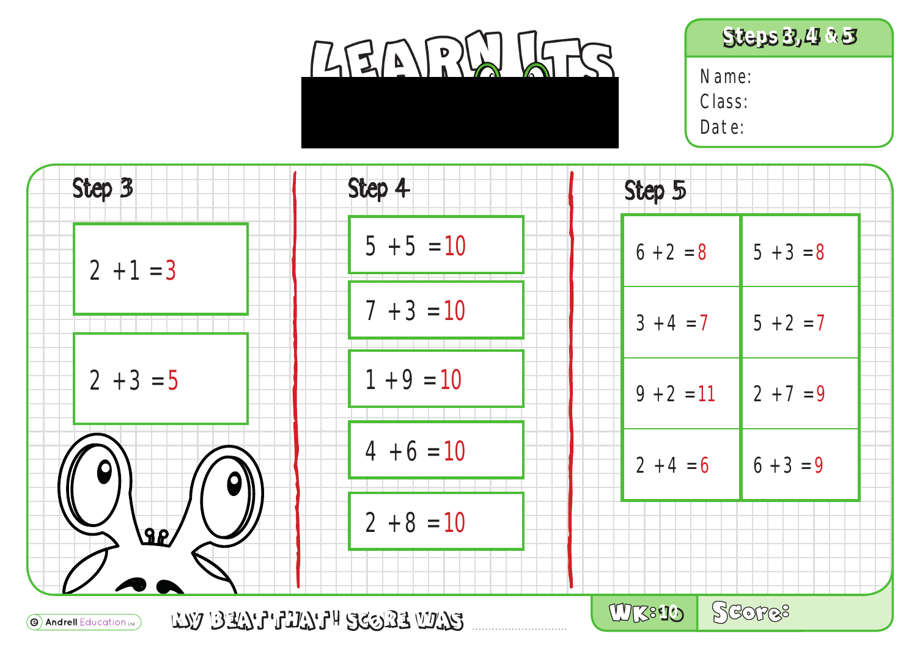# LEARN ITS

**Steps 3, 4 & 5**

Name:
Class:
Date:

## Step 3

2 + 1 = 3

2 + 3 = 5

## Step 4

5 + 5 = 10

7 + 3 = 10

1 + 9 = 10

4 + 6 = 10

2 + 8 = 10

## Step 5

| | |
|---|---|
| 6 + 2 = 8 | 5 + 3 = 8 |
| 3 + 4 = 7 | 5 + 2 = 7 |
| 9 + 2 = 11 | 2 + 7 = 9 |
| 2 + 4 = 6 | 6 + 3 = 9 |

Andrell Education Ltd

MY BEAT THAT! SCORE WAS ..............................

WK: 10

Score: